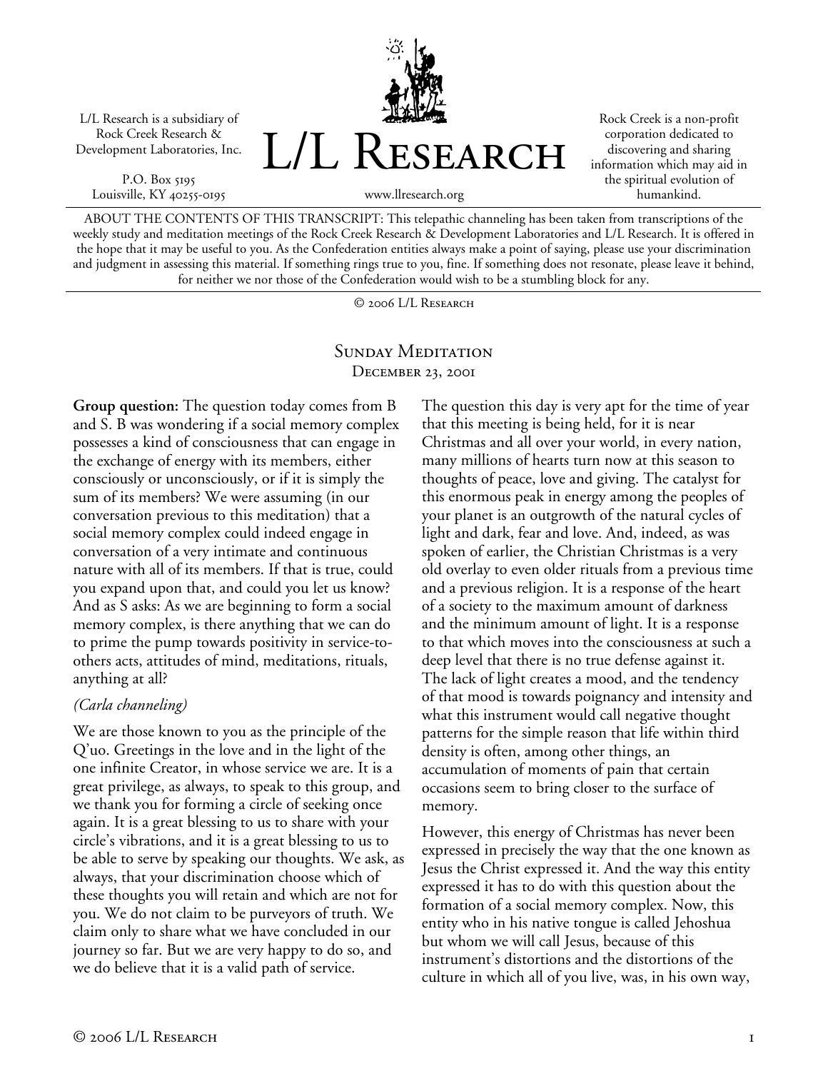L/L Research is a subsidiary of Rock Creek Research & Development Laboratories, Inc.

P.O. Box 5195
Louisville, KY 40255-0195

# L/L Research

www.llresearch.org

Rock Creek is a non-profit corporation dedicated to discovering and sharing information which may aid in the spiritual evolution of humankind.

ABOUT THE CONTENTS OF THIS TRANSCRIPT: This telepathic channeling has been taken from transcriptions of the weekly study and meditation meetings of the Rock Creek Research & Development Laboratories and L/L Research. It is offered in the hope that it may be useful to you. As the Confederation entities always make a point of saying, please use your discrimination and judgment in assessing this material. If something rings true to you, fine. If something does not resonate, please leave it behind, for neither we nor those of the Confederation would wish to be a stumbling block for any.

© 2006 L/L Research

## Sunday Meditation
### December 23, 2001

**Group question:** The question today comes from B and S. B was wondering if a social memory complex possesses a kind of consciousness that can engage in the exchange of energy with its members, either consciously or unconsciously, or if it is simply the sum of its members? We were assuming (in our conversation previous to this meditation) that a social memory complex could indeed engage in conversation of a very intimate and continuous nature with all of its members. If that is true, could you expand upon that, and could you let us know? And as S asks: As we are beginning to form a social memory complex, is there anything that we can do to prime the pump towards positivity in service-to-others acts, attitudes of mind, meditations, rituals, anything at all?

*(Carla channeling)*

We are those known to you as the principle of the Q'uo. Greetings in the love and in the light of the one infinite Creator, in whose service we are. It is a great privilege, as always, to speak to this group, and we thank you for forming a circle of seeking once again. It is a great blessing to us to share with your circle's vibrations, and it is a great blessing to us to be able to serve by speaking our thoughts. We ask, as always, that your discrimination choose which of these thoughts you will retain and which are not for you. We do not claim to be purveyors of truth. We claim only to share what we have concluded in our journey so far. But we are very happy to do so, and we do believe that it is a valid path of service.

The question this day is very apt for the time of year that this meeting is being held, for it is near Christmas and all over your world, in every nation, many millions of hearts turn now at this season to thoughts of peace, love and giving. The catalyst for this enormous peak in energy among the peoples of your planet is an outgrowth of the natural cycles of light and dark, fear and love. And, indeed, as was spoken of earlier, the Christian Christmas is a very old overlay to even older rituals from a previous time and a previous religion. It is a response of the heart of a society to the maximum amount of darkness and the minimum amount of light. It is a response to that which moves into the consciousness at such a deep level that there is no true defense against it. The lack of light creates a mood, and the tendency of that mood is towards poignancy and intensity and what this instrument would call negative thought patterns for the simple reason that life within third density is often, among other things, an accumulation of moments of pain that certain occasions seem to bring closer to the surface of memory.

However, this energy of Christmas has never been expressed in precisely the way that the one known as Jesus the Christ expressed it. And the way this entity expressed it has to do with this question about the formation of a social memory complex. Now, this entity who in his native tongue is called Jehoshua but whom we will call Jesus, because of this instrument's distortions and the distortions of the culture in which all of you live, was, in his own way,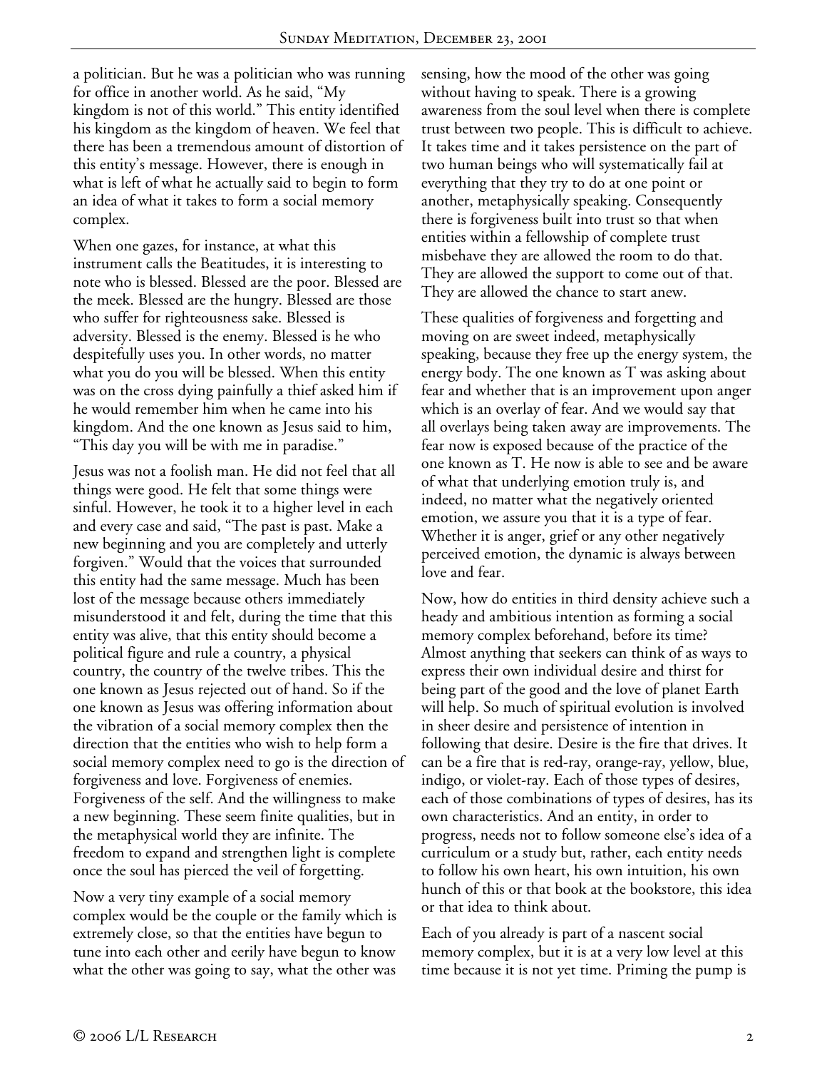a politician. But he was a politician who was running for office in another world. As he said, "My kingdom is not of this world." This entity identified his kingdom as the kingdom of heaven. We feel that there has been a tremendous amount of distortion of this entity's message. However, there is enough in what is left of what he actually said to begin to form an idea of what it takes to form a social memory complex.

When one gazes, for instance, at what this instrument calls the Beatitudes, it is interesting to note who is blessed. Blessed are the poor. Blessed are the meek. Blessed are the hungry. Blessed are those who suffer for righteousness sake. Blessed is adversity. Blessed is the enemy. Blessed is he who despitefully uses you. In other words, no matter what you do you will be blessed. When this entity was on the cross dying painfully a thief asked him if he would remember him when he came into his kingdom. And the one known as Jesus said to him, "This day you will be with me in paradise."

Jesus was not a foolish man. He did not feel that all things were good. He felt that some things were sinful. However, he took it to a higher level in each and every case and said, "The past is past. Make a new beginning and you are completely and utterly forgiven." Would that the voices that surrounded this entity had the same message. Much has been lost of the message because others immediately misunderstood it and felt, during the time that this entity was alive, that this entity should become a political figure and rule a country, a physical country, the country of the twelve tribes. This the one known as Jesus rejected out of hand. So if the one known as Jesus was offering information about the vibration of a social memory complex then the direction that the entities who wish to help form a social memory complex need to go is the direction of forgiveness and love. Forgiveness of enemies. Forgiveness of the self. And the willingness to make a new beginning. These seem finite qualities, but in the metaphysical world they are infinite. The freedom to expand and strengthen light is complete once the soul has pierced the veil of forgetting.

Now a very tiny example of a social memory complex would be the couple or the family which is extremely close, so that the entities have begun to tune into each other and eerily have begun to know what the other was going to say, what the other was sensing, how the mood of the other was going without having to speak. There is a growing awareness from the soul level when there is complete trust between two people. This is difficult to achieve. It takes time and it takes persistence on the part of two human beings who will systematically fail at everything that they try to do at one point or another, metaphysically speaking. Consequently there is forgiveness built into trust so that when entities within a fellowship of complete trust misbehave they are allowed the room to do that. They are allowed the support to come out of that. They are allowed the chance to start anew.

These qualities of forgiveness and forgetting and moving on are sweet indeed, metaphysically speaking, because they free up the energy system, the energy body. The one known as T was asking about fear and whether that is an improvement upon anger which is an overlay of fear. And we would say that all overlays being taken away are improvements. The fear now is exposed because of the practice of the one known as T. He now is able to see and be aware of what that underlying emotion truly is, and indeed, no matter what the negatively oriented emotion, we assure you that it is a type of fear. Whether it is anger, grief or any other negatively perceived emotion, the dynamic is always between love and fear.

Now, how do entities in third density achieve such a heady and ambitious intention as forming a social memory complex beforehand, before its time? Almost anything that seekers can think of as ways to express their own individual desire and thirst for being part of the good and the love of planet Earth will help. So much of spiritual evolution is involved in sheer desire and persistence of intention in following that desire. Desire is the fire that drives. It can be a fire that is red-ray, orange-ray, yellow, blue, indigo, or violet-ray. Each of those types of desires, each of those combinations of types of desires, has its own characteristics. And an entity, in order to progress, needs not to follow someone else's idea of a curriculum or a study but, rather, each entity needs to follow his own heart, his own intuition, his own hunch of this or that book at the bookstore, this idea or that idea to think about.

Each of you already is part of a nascent social memory complex, but it is at a very low level at this time because it is not yet time. Priming the pump is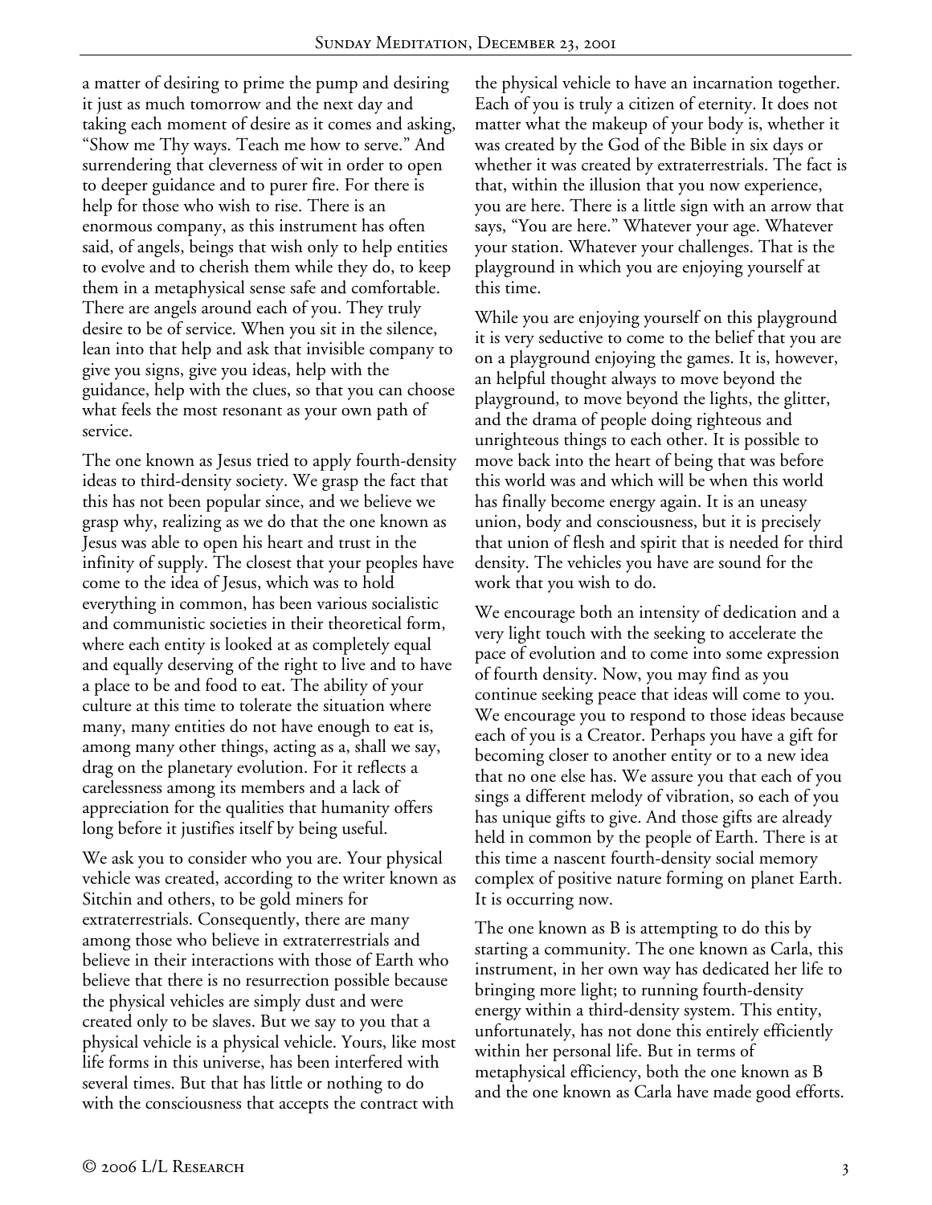a matter of desiring to prime the pump and desiring it just as much tomorrow and the next day and taking each moment of desire as it comes and asking, "Show me Thy ways. Teach me how to serve." And surrendering that cleverness of wit in order to open to deeper guidance and to purer fire. For there is help for those who wish to rise. There is an enormous company, as this instrument has often said, of angels, beings that wish only to help entities to evolve and to cherish them while they do, to keep them in a metaphysical sense safe and comfortable. There are angels around each of you. They truly desire to be of service. When you sit in the silence, lean into that help and ask that invisible company to give you signs, give you ideas, help with the guidance, help with the clues, so that you can choose what feels the most resonant as your own path of service.

The one known as Jesus tried to apply fourth-density ideas to third-density society. We grasp the fact that this has not been popular since, and we believe we grasp why, realizing as we do that the one known as Jesus was able to open his heart and trust in the infinity of supply. The closest that your peoples have come to the idea of Jesus, which was to hold everything in common, has been various socialistic and communistic societies in their theoretical form, where each entity is looked at as completely equal and equally deserving of the right to live and to have a place to be and food to eat. The ability of your culture at this time to tolerate the situation where many, many entities do not have enough to eat is, among many other things, acting as a, shall we say, drag on the planetary evolution. For it reflects a carelessness among its members and a lack of appreciation for the qualities that humanity offers long before it justifies itself by being useful.

We ask you to consider who you are. Your physical vehicle was created, according to the writer known as Sitchin and others, to be gold miners for extraterrestrials. Consequently, there are many among those who believe in extraterrestrials and believe in their interactions with those of Earth who believe that there is no resurrection possible because the physical vehicles are simply dust and were created only to be slaves. But we say to you that a physical vehicle is a physical vehicle. Yours, like most life forms in this universe, has been interfered with several times. But that has little or nothing to do with the consciousness that accepts the contract with the physical vehicle to have an incarnation together. Each of you is truly a citizen of eternity. It does not matter what the makeup of your body is, whether it was created by the God of the Bible in six days or whether it was created by extraterrestrials. The fact is that, within the illusion that you now experience, you are here. There is a little sign with an arrow that says, "You are here." Whatever your age. Whatever your station. Whatever your challenges. That is the playground in which you are enjoying yourself at this time.

While you are enjoying yourself on this playground it is very seductive to come to the belief that you are on a playground enjoying the games. It is, however, an helpful thought always to move beyond the playground, to move beyond the lights, the glitter, and the drama of people doing righteous and unrighteous things to each other. It is possible to move back into the heart of being that was before this world was and which will be when this world has finally become energy again. It is an uneasy union, body and consciousness, but it is precisely that union of flesh and spirit that is needed for third density. The vehicles you have are sound for the work that you wish to do.

We encourage both an intensity of dedication and a very light touch with the seeking to accelerate the pace of evolution and to come into some expression of fourth density. Now, you may find as you continue seeking peace that ideas will come to you. We encourage you to respond to those ideas because each of you is a Creator. Perhaps you have a gift for becoming closer to another entity or to a new idea that no one else has. We assure you that each of you sings a different melody of vibration, so each of you has unique gifts to give. And those gifts are already held in common by the people of Earth. There is at this time a nascent fourth-density social memory complex of positive nature forming on planet Earth. It is occurring now.

The one known as B is attempting to do this by starting a community. The one known as Carla, this instrument, in her own way has dedicated her life to bringing more light; to running fourth-density energy within a third-density system. This entity, unfortunately, has not done this entirely efficiently within her personal life. But in terms of metaphysical efficiency, both the one known as B and the one known as Carla have made good efforts.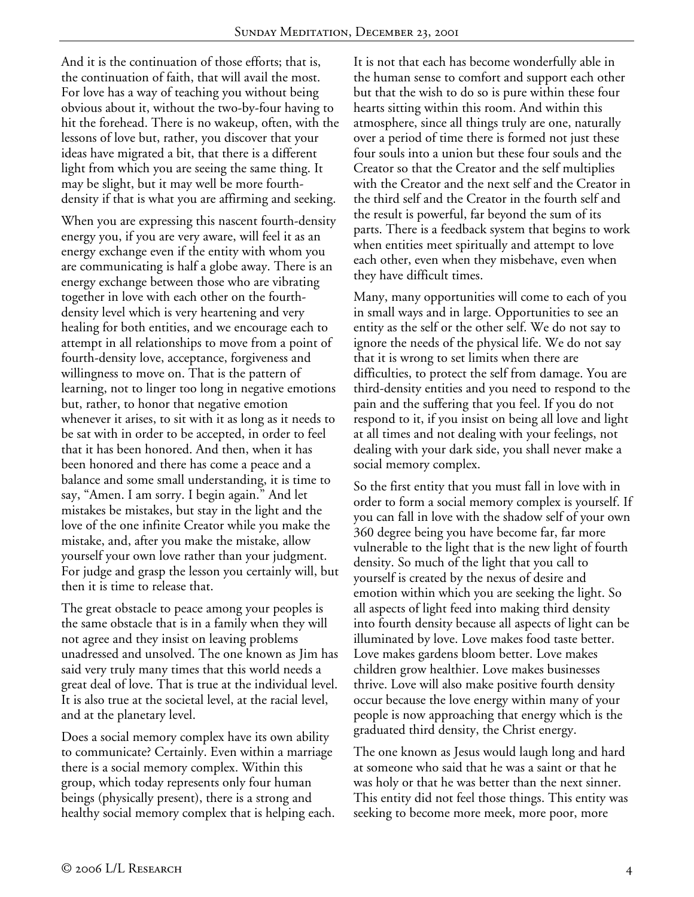And it is the continuation of those efforts; that is, the continuation of faith, that will avail the most. For love has a way of teaching you without being obvious about it, without the two-by-four having to hit the forehead. There is no wakeup, often, with the lessons of love but, rather, you discover that your ideas have migrated a bit, that there is a different light from which you are seeing the same thing. It may be slight, but it may well be more fourth-density if that is what you are affirming and seeking.

When you are expressing this nascent fourth-density energy you, if you are very aware, will feel it as an energy exchange even if the entity with whom you are communicating is half a globe away. There is an energy exchange between those who are vibrating together in love with each other on the fourth-density level which is very heartening and very healing for both entities, and we encourage each to attempt in all relationships to move from a point of fourth-density love, acceptance, forgiveness and willingness to move on. That is the pattern of learning, not to linger too long in negative emotions but, rather, to honor that negative emotion whenever it arises, to sit with it as long as it needs to be sat with in order to be accepted, in order to feel that it has been honored. And then, when it has been honored and there has come a peace and a balance and some small understanding, it is time to say, "Amen. I am sorry. I begin again." And let mistakes be mistakes, but stay in the light and the love of the one infinite Creator while you make the mistake, and, after you make the mistake, allow yourself your own love rather than your judgment. For judge and grasp the lesson you certainly will, but then it is time to release that.

The great obstacle to peace among your peoples is the same obstacle that is in a family when they will not agree and they insist on leaving problems unadressed and unsolved. The one known as Jim has said very truly many times that this world needs a great deal of love. That is true at the individual level. It is also true at the societal level, at the racial level, and at the planetary level.

Does a social memory complex have its own ability to communicate? Certainly. Even within a marriage there is a social memory complex. Within this group, which today represents only four human beings (physically present), there is a strong and healthy social memory complex that is helping each. It is not that each has become wonderfully able in the human sense to comfort and support each other but that the wish to do so is pure within these four hearts sitting within this room. And within this atmosphere, since all things truly are one, naturally over a period of time there is formed not just these four souls into a union but these four souls and the Creator so that the Creator and the self multiplies with the Creator and the next self and the Creator in the third self and the Creator in the fourth self and the result is powerful, far beyond the sum of its parts. There is a feedback system that begins to work when entities meet spiritually and attempt to love each other, even when they misbehave, even when they have difficult times.

Many, many opportunities will come to each of you in small ways and in large. Opportunities to see an entity as the self or the other self. We do not say to ignore the needs of the physical life. We do not say that it is wrong to set limits when there are difficulties, to protect the self from damage. You are third-density entities and you need to respond to the pain and the suffering that you feel. If you do not respond to it, if you insist on being all love and light at all times and not dealing with your feelings, not dealing with your dark side, you shall never make a social memory complex.

So the first entity that you must fall in love with in order to form a social memory complex is yourself. If you can fall in love with the shadow self of your own 360 degree being you have become far, far more vulnerable to the light that is the new light of fourth density. So much of the light that you call to yourself is created by the nexus of desire and emotion within which you are seeking the light. So all aspects of light feed into making third density into fourth density because all aspects of light can be illuminated by love. Love makes food taste better. Love makes gardens bloom better. Love makes children grow healthier. Love makes businesses thrive. Love will also make positive fourth density occur because the love energy within many of your people is now approaching that energy which is the graduated third density, the Christ energy.

The one known as Jesus would laugh long and hard at someone who said that he was a saint or that he was holy or that he was better than the next sinner. This entity did not feel those things. This entity was seeking to become more meek, more poor, more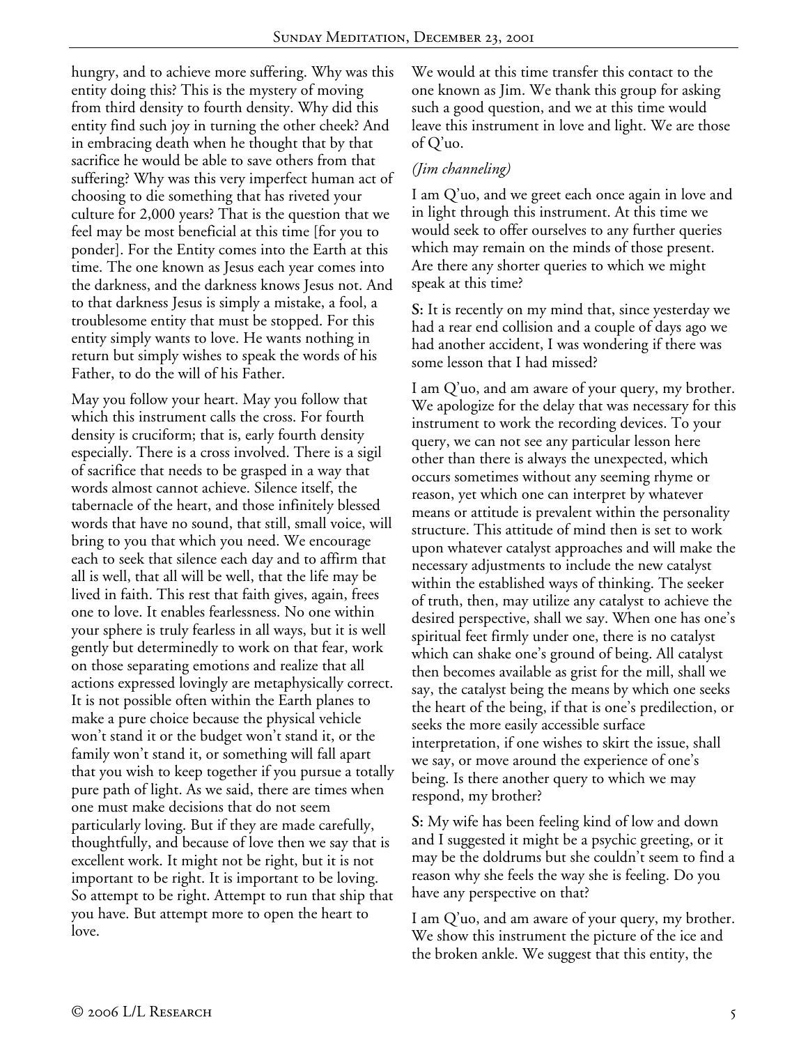hungry, and to achieve more suffering. Why was this entity doing this? This is the mystery of moving from third density to fourth density. Why did this entity find such joy in turning the other cheek? And in embracing death when he thought that by that sacrifice he would be able to save others from that suffering? Why was this very imperfect human act of choosing to die something that has riveted your culture for 2,000 years? That is the question that we feel may be most beneficial at this time [for you to ponder]. For the Entity comes into the Earth at this time. The one known as Jesus each year comes into the darkness, and the darkness knows Jesus not. And to that darkness Jesus is simply a mistake, a fool, a troublesome entity that must be stopped. For this entity simply wants to love. He wants nothing in return but simply wishes to speak the words of his Father, to do the will of his Father.

May you follow your heart. May you follow that which this instrument calls the cross. For fourth density is cruciform; that is, early fourth density especially. There is a cross involved. There is a sigil of sacrifice that needs to be grasped in a way that words almost cannot achieve. Silence itself, the tabernacle of the heart, and those infinitely blessed words that have no sound, that still, small voice, will bring to you that which you need. We encourage each to seek that silence each day and to affirm that all is well, that all will be well, that the life may be lived in faith. This rest that faith gives, again, frees one to love. It enables fearlessness. No one within your sphere is truly fearless in all ways, but it is well gently but determinedly to work on that fear, work on those separating emotions and realize that all actions expressed lovingly are metaphysically correct. It is not possible often within the Earth planes to make a pure choice because the physical vehicle won't stand it or the budget won't stand it, or the family won't stand it, or something will fall apart that you wish to keep together if you pursue a totally pure path of light. As we said, there are times when one must make decisions that do not seem particularly loving. But if they are made carefully, thoughtfully, and because of love then we say that is excellent work. It might not be right, but it is not important to be right. It is important to be loving. So attempt to be right. Attempt to run that ship that you have. But attempt more to open the heart to love.

We would at this time transfer this contact to the one known as Jim. We thank this group for asking such a good question, and we at this time would leave this instrument in love and light. We are those of Q'uo.

*(Jim channeling)*

I am Q'uo, and we greet each once again in love and in light through this instrument. At this time we would seek to offer ourselves to any further queries which may remain on the minds of those present. Are there any shorter queries to which we might speak at this time?

**S:** It is recently on my mind that, since yesterday we had a rear end collision and a couple of days ago we had another accident, I was wondering if there was some lesson that I had missed?

I am Q'uo, and am aware of your query, my brother. We apologize for the delay that was necessary for this instrument to work the recording devices. To your query, we can not see any particular lesson here other than there is always the unexpected, which occurs sometimes without any seeming rhyme or reason, yet which one can interpret by whatever means or attitude is prevalent within the personality structure. This attitude of mind then is set to work upon whatever catalyst approaches and will make the necessary adjustments to include the new catalyst within the established ways of thinking. The seeker of truth, then, may utilize any catalyst to achieve the desired perspective, shall we say. When one has one's spiritual feet firmly under one, there is no catalyst which can shake one's ground of being. All catalyst then becomes available as grist for the mill, shall we say, the catalyst being the means by which one seeks the heart of the being, if that is one's predilection, or seeks the more easily accessible surface interpretation, if one wishes to skirt the issue, shall we say, or move around the experience of one's being. Is there another query to which we may respond, my brother?

**S:** My wife has been feeling kind of low and down and I suggested it might be a psychic greeting, or it may be the doldrums but she couldn't seem to find a reason why she feels the way she is feeling. Do you have any perspective on that?

I am Q'uo, and am aware of your query, my brother. We show this instrument the picture of the ice and the broken ankle. We suggest that this entity, the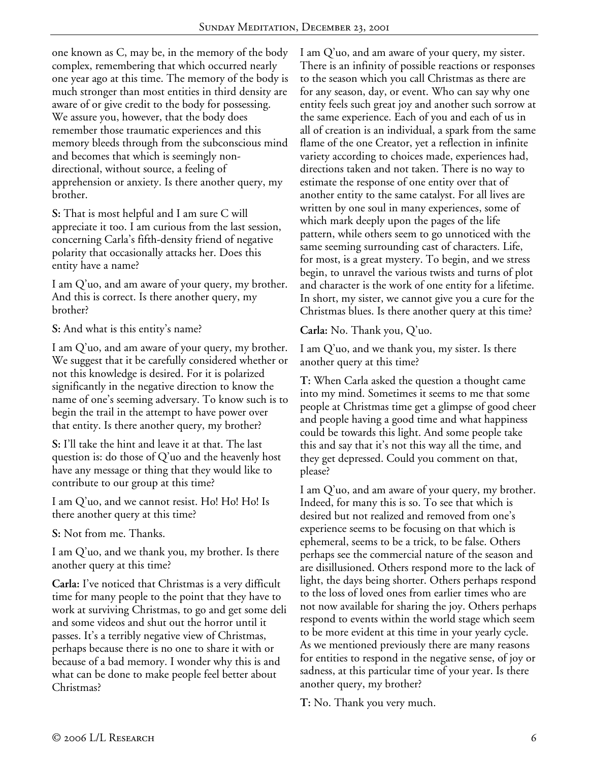one known as C, may be, in the memory of the body complex, remembering that which occurred nearly one year ago at this time. The memory of the body is much stronger than most entities in third density are aware of or give credit to the body for possessing. We assure you, however, that the body does remember those traumatic experiences and this memory bleeds through from the subconscious mind and becomes that which is seemingly non-directional, without source, a feeling of apprehension or anxiety. Is there another query, my brother.

**S:** That is most helpful and I am sure C will appreciate it too. I am curious from the last session, concerning Carla's fifth-density friend of negative polarity that occasionally attacks her. Does this entity have a name?

I am Q'uo, and am aware of your query, my brother. And this is correct. Is there another query, my brother?

**S:** And what is this entity's name?

I am Q'uo, and am aware of your query, my brother. We suggest that it be carefully considered whether or not this knowledge is desired. For it is polarized significantly in the negative direction to know the name of one's seeming adversary. To know such is to begin the trail in the attempt to have power over that entity. Is there another query, my brother?

**S:** I'll take the hint and leave it at that. The last question is: do those of Q'uo and the heavenly host have any message or thing that they would like to contribute to our group at this time?

I am Q'uo, and we cannot resist. Ho! Ho! Ho! Is there another query at this time?

**S:** Not from me. Thanks.

I am Q'uo, and we thank you, my brother. Is there another query at this time?

**Carla:** I've noticed that Christmas is a very difficult time for many people to the point that they have to work at surviving Christmas, to go and get some deli and some videos and shut out the horror until it passes. It's a terribly negative view of Christmas, perhaps because there is no one to share it with or because of a bad memory. I wonder why this is and what can be done to make people feel better about Christmas?

I am Q'uo, and am aware of your query, my sister. There is an infinity of possible reactions or responses to the season which you call Christmas as there are for any season, day, or event. Who can say why one entity feels such great joy and another such sorrow at the same experience. Each of you and each of us in all of creation is an individual, a spark from the same flame of the one Creator, yet a reflection in infinite variety according to choices made, experiences had, directions taken and not taken. There is no way to estimate the response of one entity over that of another entity to the same catalyst. For all lives are written by one soul in many experiences, some of which mark deeply upon the pages of the life pattern, while others seem to go unnoticed with the same seeming surrounding cast of characters. Life, for most, is a great mystery. To begin, and we stress begin, to unravel the various twists and turns of plot and character is the work of one entity for a lifetime. In short, my sister, we cannot give you a cure for the Christmas blues. Is there another query at this time?

**Carla:** No. Thank you, Q'uo.

I am Q'uo, and we thank you, my sister. Is there another query at this time?

**T:** When Carla asked the question a thought came into my mind. Sometimes it seems to me that some people at Christmas time get a glimpse of good cheer and people having a good time and what happiness could be towards this light. And some people take this and say that it's not this way all the time, and they get depressed. Could you comment on that, please?

I am Q'uo, and am aware of your query, my brother. Indeed, for many this is so. To see that which is desired but not realized and removed from one's experience seems to be focusing on that which is ephemeral, seems to be a trick, to be false. Others perhaps see the commercial nature of the season and are disillusioned. Others respond more to the lack of light, the days being shorter. Others perhaps respond to the loss of loved ones from earlier times who are not now available for sharing the joy. Others perhaps respond to events within the world stage which seem to be more evident at this time in your yearly cycle. As we mentioned previously there are many reasons for entities to respond in the negative sense, of joy or sadness, at this particular time of your year. Is there another query, my brother?

**T:** No. Thank you very much.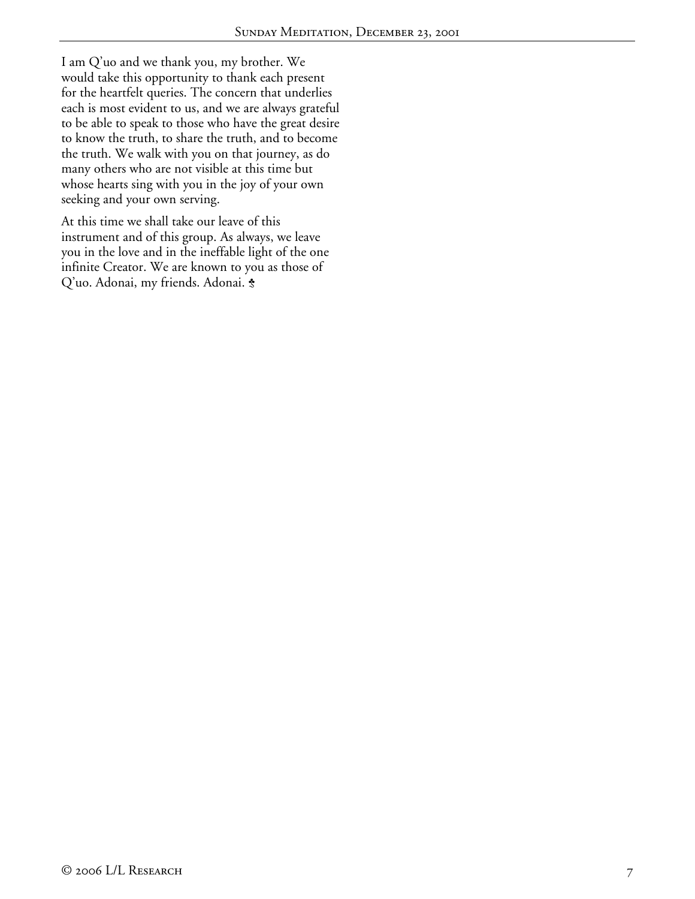I am Q'uo and we thank you, my brother. We would take this opportunity to thank each present for the heartfelt queries. The concern that underlies each is most evident to us, and we are always grateful to be able to speak to those who have the great desire to know the truth, to share the truth, and to become the truth. We walk with you on that journey, as do many others who are not visible at this time but whose hearts sing with you in the joy of your own seeking and your own serving.

At this time we shall take our leave of this instrument and of this group. As always, we leave you in the love and in the ineffable light of the one infinite Creator. We are known to you as those of Q'uo. Adonai, my friends. Adonai.